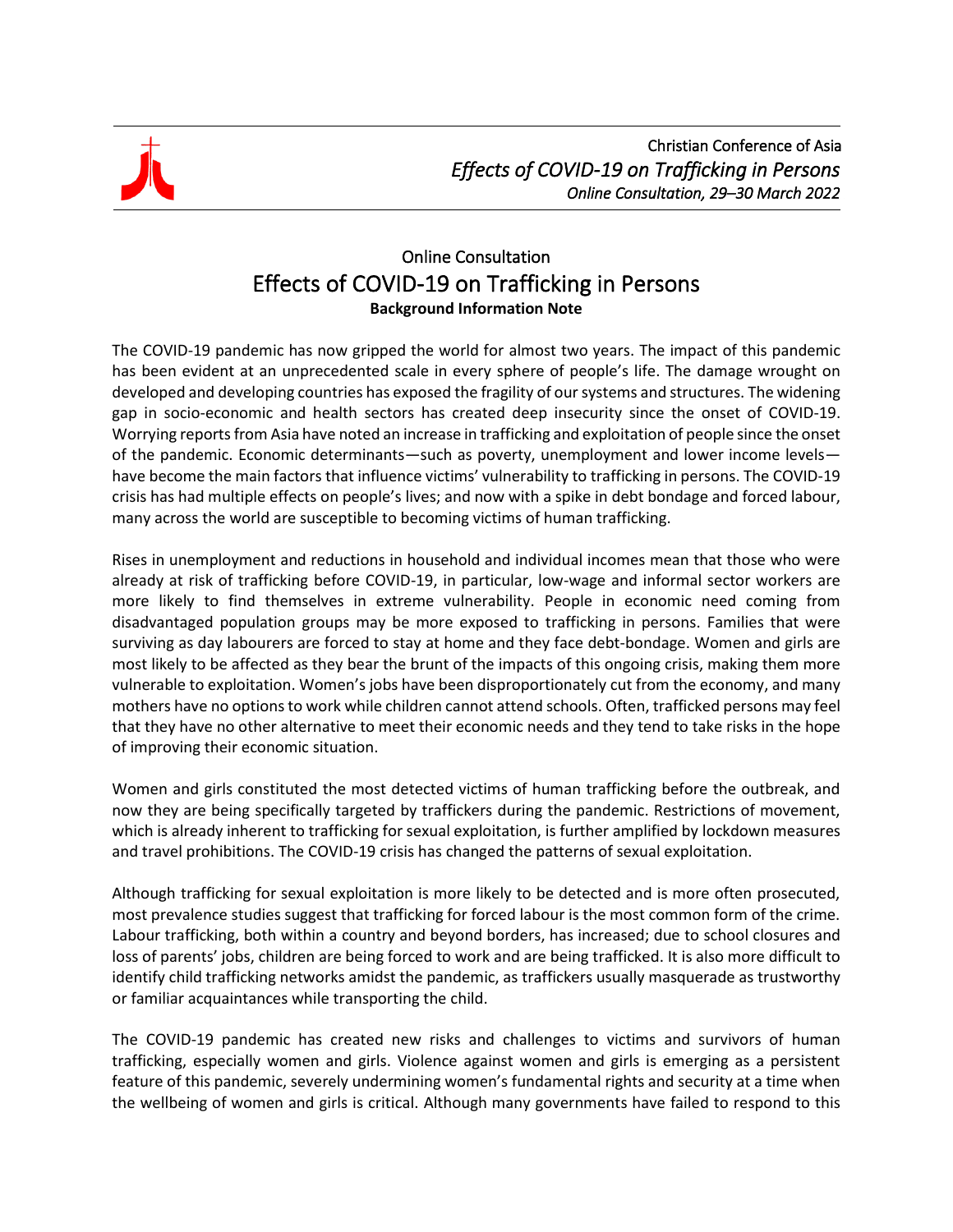# Online Consultation
# Effects of COVID-19 on Trafficking in Persons
**Background Information Note**

The COVID-19 pandemic has now gripped the world for almost two years. The impact of this pandemic has been evident at an unprecedented scale in every sphere of people's life. The damage wrought on developed and developing countries has exposed the fragility of our systems and structures. The widening gap in socio-economic and health sectors has created deep insecurity since the onset of COVID-19. Worrying reports from Asia have noted an increase in trafficking and exploitation of people since the onset of the pandemic. Economic determinants—such as poverty, unemployment and lower income levels—have become the main factors that influence victims' vulnerability to trafficking in persons. The COVID-19 crisis has had multiple effects on people's lives; and now with a spike in debt bondage and forced labour, many across the world are susceptible to becoming victims of human trafficking.

Rises in unemployment and reductions in household and individual incomes mean that those who were already at risk of trafficking before COVID-19, in particular, low-wage and informal sector workers are more likely to find themselves in extreme vulnerability. People in economic need coming from disadvantaged population groups may be more exposed to trafficking in persons. Families that were surviving as day labourers are forced to stay at home and they face debt-bondage. Women and girls are most likely to be affected as they bear the brunt of the impacts of this ongoing crisis, making them more vulnerable to exploitation. Women's jobs have been disproportionately cut from the economy, and many mothers have no options to work while children cannot attend schools. Often, trafficked persons may feel that they have no other alternative to meet their economic needs and they tend to take risks in the hope of improving their economic situation.

Women and girls constituted the most detected victims of human trafficking before the outbreak, and now they are being specifically targeted by traffickers during the pandemic. Restrictions of movement, which is already inherent to trafficking for sexual exploitation, is further amplified by lockdown measures and travel prohibitions. The COVID-19 crisis has changed the patterns of sexual exploitation.

Although trafficking for sexual exploitation is more likely to be detected and is more often prosecuted, most prevalence studies suggest that trafficking for forced labour is the most common form of the crime. Labour trafficking, both within a country and beyond borders, has increased; due to school closures and loss of parents' jobs, children are being forced to work and are being trafficked. It is also more difficult to identify child trafficking networks amidst the pandemic, as traffickers usually masquerade as trustworthy or familiar acquaintances while transporting the child.

The COVID-19 pandemic has created new risks and challenges to victims and survivors of human trafficking, especially women and girls. Violence against women and girls is emerging as a persistent feature of this pandemic, severely undermining women's fundamental rights and security at a time when the wellbeing of women and girls is critical. Although many governments have failed to respond to this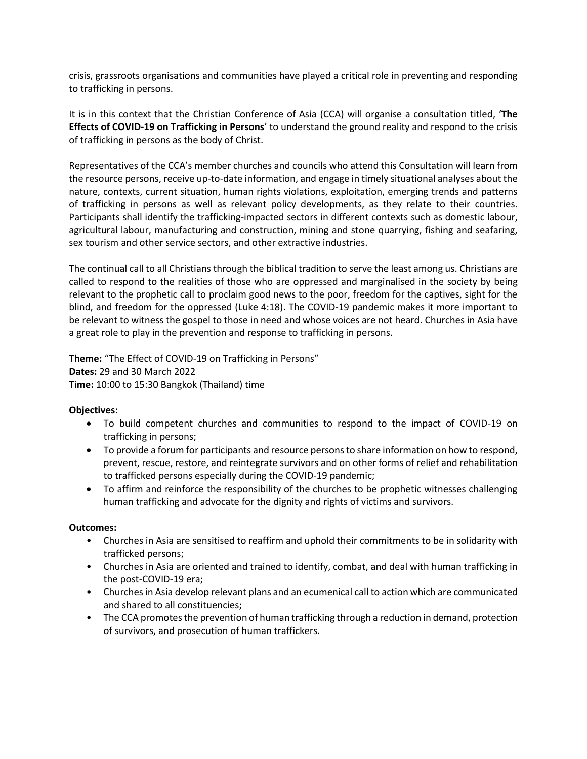crisis, grassroots organisations and communities have played a critical role in preventing and responding to trafficking in persons.

It is in this context that the Christian Conference of Asia (CCA) will organise a consultation titled, '**The Effects of COVID-19 on Trafficking in Persons**' to understand the ground reality and respond to the crisis of trafficking in persons as the body of Christ.

Representatives of the CCA's member churches and councils who attend this Consultation will learn from the resource persons, receive up-to-date information, and engage in timely situational analyses about the nature, contexts, current situation, human rights violations, exploitation, emerging trends and patterns of trafficking in persons as well as relevant policy developments, as they relate to their countries. Participants shall identify the trafficking-impacted sectors in different contexts such as domestic labour, agricultural labour, manufacturing and construction, mining and stone quarrying, fishing and seafaring, sex tourism and other service sectors, and other extractive industries.

The continual call to all Christians through the biblical tradition to serve the least among us. Christians are called to respond to the realities of those who are oppressed and marginalised in the society by being relevant to the prophetic call to proclaim good news to the poor, freedom for the captives, sight for the blind, and freedom for the oppressed (Luke 4:18). The COVID-19 pandemic makes it more important to be relevant to witness the gospel to those in need and whose voices are not heard. Churches in Asia have a great role to play in the prevention and response to trafficking in persons.

**Theme:** "The Effect of COVID-19 on Trafficking in Persons"
**Dates:** 29 and 30 March 2022
**Time:** 10:00 to 15:30 Bangkok (Thailand) time

**Objectives:**

- To build competent churches and communities to respond to the impact of COVID-19 on trafficking in persons;
- To provide a forum for participants and resource persons to share information on how to respond, prevent, rescue, restore, and reintegrate survivors and on other forms of relief and rehabilitation to trafficked persons especially during the COVID-19 pandemic;
- To affirm and reinforce the responsibility of the churches to be prophetic witnesses challenging human trafficking and advocate for the dignity and rights of victims and survivors.

**Outcomes:**

- Churches in Asia are sensitised to reaffirm and uphold their commitments to be in solidarity with trafficked persons;
- Churches in Asia are oriented and trained to identify, combat, and deal with human trafficking in the post-COVID-19 era;
- Churches in Asia develop relevant plans and an ecumenical call to action which are communicated and shared to all constituencies;
- The CCA promotes the prevention of human trafficking through a reduction in demand, protection of survivors, and prosecution of human traffickers.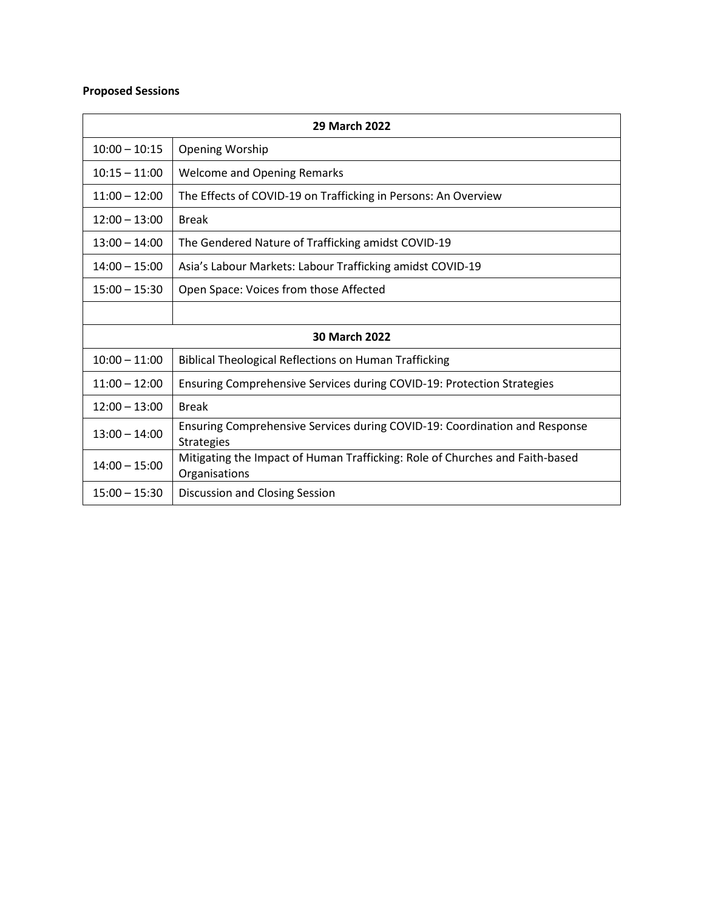**Proposed Sessions**

| | |
|---|---|
| **29 March 2022** | |
| 10:00 – 10:15 | Opening Worship |
| 10:15 – 11:00 | Welcome and Opening Remarks |
| 11:00 – 12:00 | The Effects of COVID-19 on Trafficking in Persons: An Overview |
| 12:00 – 13:00 | Break |
| 13:00 – 14:00 | The Gendered Nature of Trafficking amidst COVID-19 |
| 14:00 – 15:00 | Asia's Labour Markets: Labour Trafficking amidst COVID-19 |
| 15:00 – 15:30 | Open Space: Voices from those Affected |
| | |
| **30 March 2022** | |
| 10:00 – 11:00 | Biblical Theological Reflections on Human Trafficking |
| 11:00 – 12:00 | Ensuring Comprehensive Services during COVID-19: Protection Strategies |
| 12:00 – 13:00 | Break |
| 13:00 – 14:00 | Ensuring Comprehensive Services during COVID-19: Coordination and Response Strategies |
| 14:00 – 15:00 | Mitigating the Impact of Human Trafficking: Role of Churches and Faith-based Organisations |
| 15:00 – 15:30 | Discussion and Closing Session |